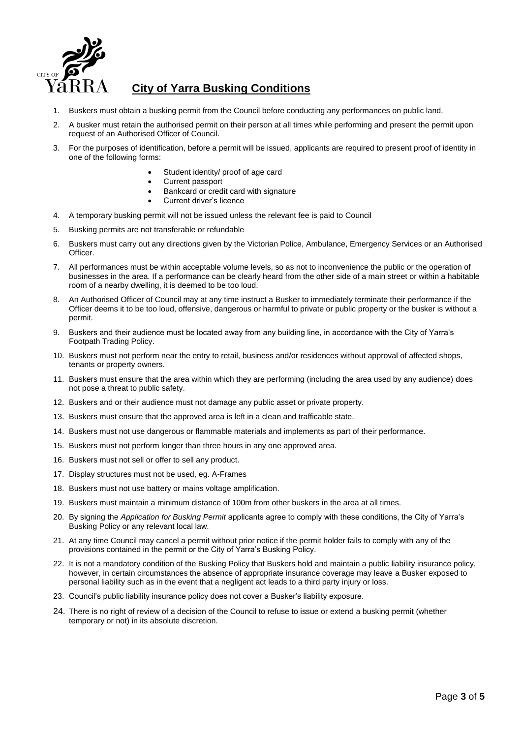# City of Yarra Busking Conditions

1. Buskers must obtain a busking permit from the Council before conducting any performances on public land.
2. A busker must retain the authorised permit on their person at all times while performing and present the permit upon request of an Authorised Officer of Council.
3. For the purposes of identification, before a permit will be issued, applicants are required to present proof of identity in one of the following forms:
   - Student identity/ proof of age card
   - Current passport
   - Bankcard or credit card with signature
   - Current driver's licence
4. A temporary busking permit will not be issued unless the relevant fee is paid to Council
5. Busking permits are not transferable or refundable
6. Buskers must carry out any directions given by the Victorian Police, Ambulance, Emergency Services or an Authorised Officer.
7. All performances must be within acceptable volume levels, so as not to inconvenience the public or the operation of businesses in the area. If a performance can be clearly heard from the other side of a main street or within a habitable room of a nearby dwelling, it is deemed to be too loud.
8. An Authorised Officer of Council may at any time instruct a Busker to immediately terminate their performance if the Officer deems it to be too loud, offensive, dangerous or harmful to private or public property or the busker is without a permit.
9. Buskers and their audience must be located away from any building line, in accordance with the City of Yarra's Footpath Trading Policy.
10. Buskers must not perform near the entry to retail, business and/or residences without approval of affected shops, tenants or property owners.
11. Buskers must ensure that the area within which they are performing (including the area used by any audience) does not pose a threat to public safety.
12. Buskers and or their audience must not damage any public asset or private property.
13. Buskers must ensure that the approved area is left in a clean and trafficable state.
14. Buskers must not use dangerous or flammable materials and implements as part of their performance.
15. Buskers must not perform longer than three hours in any one approved area.
16. Buskers must not sell or offer to sell any product.
17. Display structures must not be used, eg. A-Frames
18. Buskers must not use battery or mains voltage amplification.
19. Buskers must maintain a minimum distance of 100m from other buskers in the area at all times.
20. By signing the *Application for Busking Permit* applicants agree to comply with these conditions, the City of Yarra's Busking Policy or any relevant local law.
21. At any time Council may cancel a permit without prior notice if the permit holder fails to comply with any of the provisions contained in the permit or the City of Yarra's Busking Policy.
22. It is not a mandatory condition of the Busking Policy that Buskers hold and maintain a public liability insurance policy, however, in certain circumstances the absence of appropriate insurance coverage may leave a Busker exposed to personal liability such as in the event that a negligent act leads to a third party injury or loss.
23. Council's public liability insurance policy does not cover a Busker's liability exposure.
24. There is no right of review of a decision of the Council to refuse to issue or extend a busking permit (whether temporary or not) in its absolute discretion.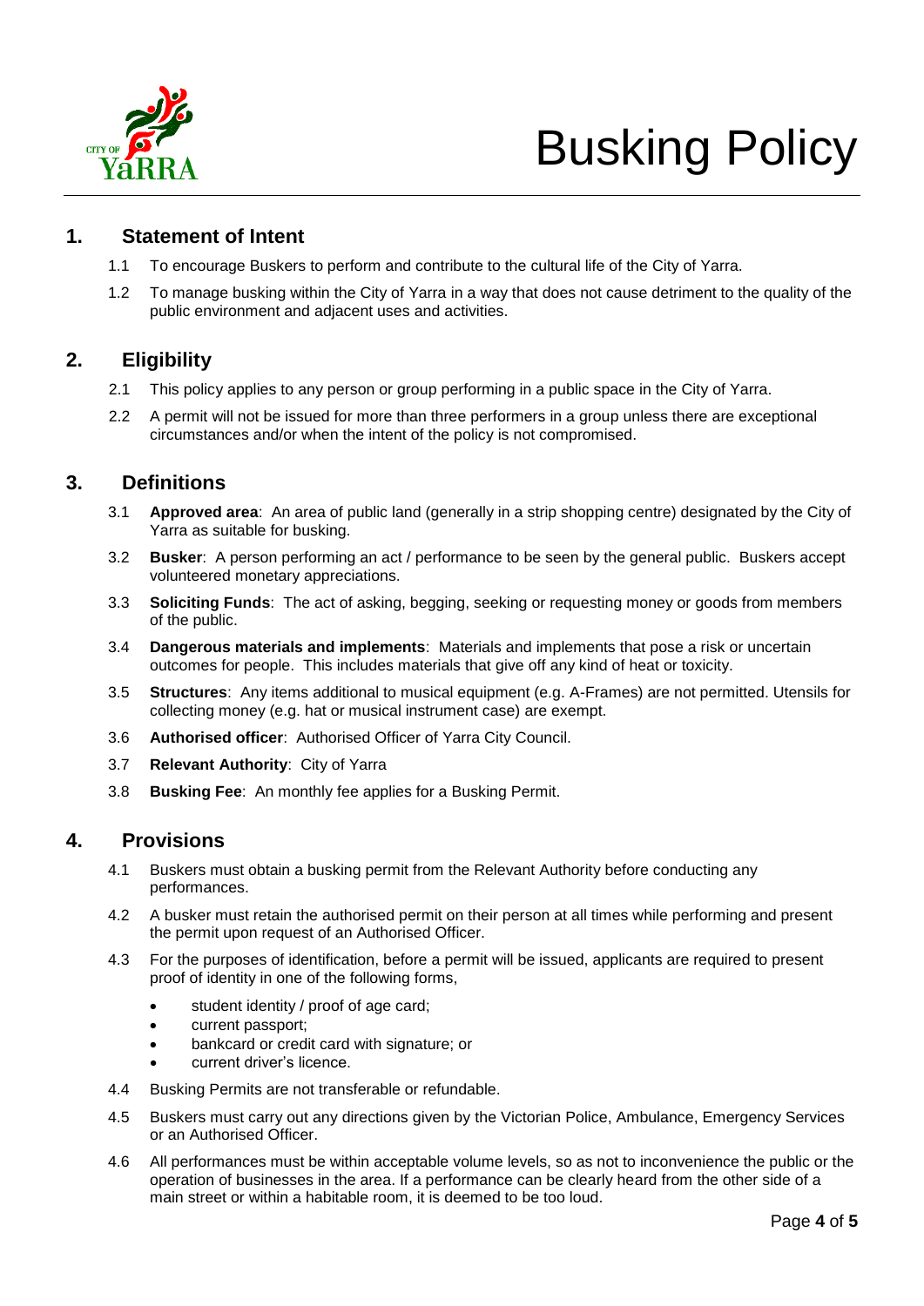# Busking Policy

## 1. Statement of Intent

1.1 To encourage Buskers to perform and contribute to the cultural life of the City of Yarra.

1.2 To manage busking within the City of Yarra in a way that does not cause detriment to the quality of the public environment and adjacent uses and activities.

## 2. Eligibility

2.1 This policy applies to any person or group performing in a public space in the City of Yarra.

2.2 A permit will not be issued for more than three performers in a group unless there are exceptional circumstances and/or when the intent of the policy is not compromised.

## 3. Definitions

3.1 **Approved area**: An area of public land (generally in a strip shopping centre) designated by the City of Yarra as suitable for busking.

3.2 **Busker**: A person performing an act / performance to be seen by the general public. Buskers accept volunteered monetary appreciations.

3.3 **Soliciting Funds**: The act of asking, begging, seeking or requesting money or goods from members of the public.

3.4 **Dangerous materials and implements**: Materials and implements that pose a risk or uncertain outcomes for people. This includes materials that give off any kind of heat or toxicity.

3.5 **Structures**: Any items additional to musical equipment (e.g. A-Frames) are not permitted. Utensils for collecting money (e.g. hat or musical instrument case) are exempt.

3.6 **Authorised officer**: Authorised Officer of Yarra City Council.

3.7 **Relevant Authority**: City of Yarra

3.8 **Busking Fee**: An monthly fee applies for a Busking Permit.

## 4. Provisions

4.1 Buskers must obtain a busking permit from the Relevant Authority before conducting any performances.

4.2 A busker must retain the authorised permit on their person at all times while performing and present the permit upon request of an Authorised Officer.

4.3 For the purposes of identification, before a permit will be issued, applicants are required to present proof of identity in one of the following forms,

- student identity / proof of age card;
- current passport;
- bankcard or credit card with signature; or
- current driver's licence.

4.4 Busking Permits are not transferable or refundable.

4.5 Buskers must carry out any directions given by the Victorian Police, Ambulance, Emergency Services or an Authorised Officer.

4.6 All performances must be within acceptable volume levels, so as not to inconvenience the public or the operation of businesses in the area. If a performance can be clearly heard from the other side of a main street or within a habitable room, it is deemed to be too loud.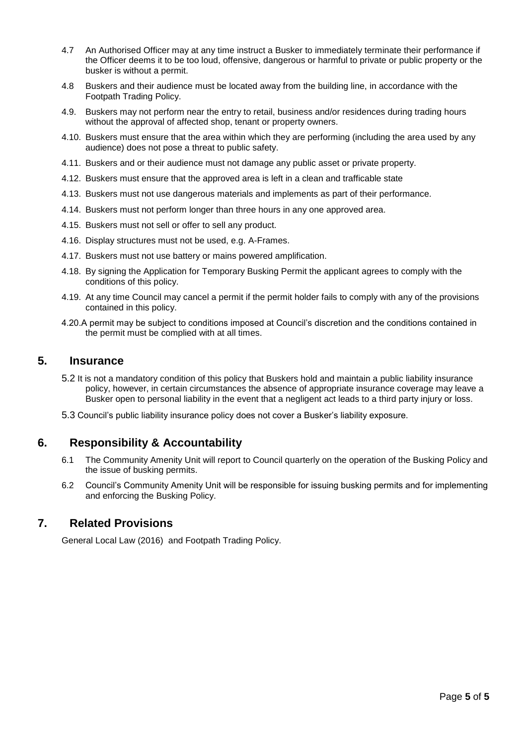4.7 An Authorised Officer may at any time instruct a Busker to immediately terminate their performance if the Officer deems it to be too loud, offensive, dangerous or harmful to private or public property or the busker is without a permit.

4.8 Buskers and their audience must be located away from the building line, in accordance with the Footpath Trading Policy.

4.9. Buskers may not perform near the entry to retail, business and/or residences during trading hours without the approval of affected shop, tenant or property owners.

4.10. Buskers must ensure that the area within which they are performing (including the area used by any audience) does not pose a threat to public safety.

4.11. Buskers and or their audience must not damage any public asset or private property.

4.12. Buskers must ensure that the approved area is left in a clean and trafficable state

4.13. Buskers must not use dangerous materials and implements as part of their performance.

4.14. Buskers must not perform longer than three hours in any one approved area.

4.15. Buskers must not sell or offer to sell any product.

4.16. Display structures must not be used, e.g. A-Frames.

4.17. Buskers must not use battery or mains powered amplification.

4.18. By signing the Application for Temporary Busking Permit the applicant agrees to comply with the conditions of this policy.

4.19. At any time Council may cancel a permit if the permit holder fails to comply with any of the provisions contained in this policy.

4.20. A permit may be subject to conditions imposed at Council's discretion and the conditions contained in the permit must be complied with at all times.

## 5. Insurance

5.2 It is not a mandatory condition of this policy that Buskers hold and maintain a public liability insurance policy, however, in certain circumstances the absence of appropriate insurance coverage may leave a Busker open to personal liability in the event that a negligent act leads to a third party injury or loss.

5.3 Council's public liability insurance policy does not cover a Busker's liability exposure.

## 6. Responsibility & Accountability

6.1 The Community Amenity Unit will report to Council quarterly on the operation of the Busking Policy and the issue of busking permits.

6.2 Council's Community Amenity Unit will be responsible for issuing busking permits and for implementing and enforcing the Busking Policy.

## 7. Related Provisions

General Local Law (2016) and Footpath Trading Policy.